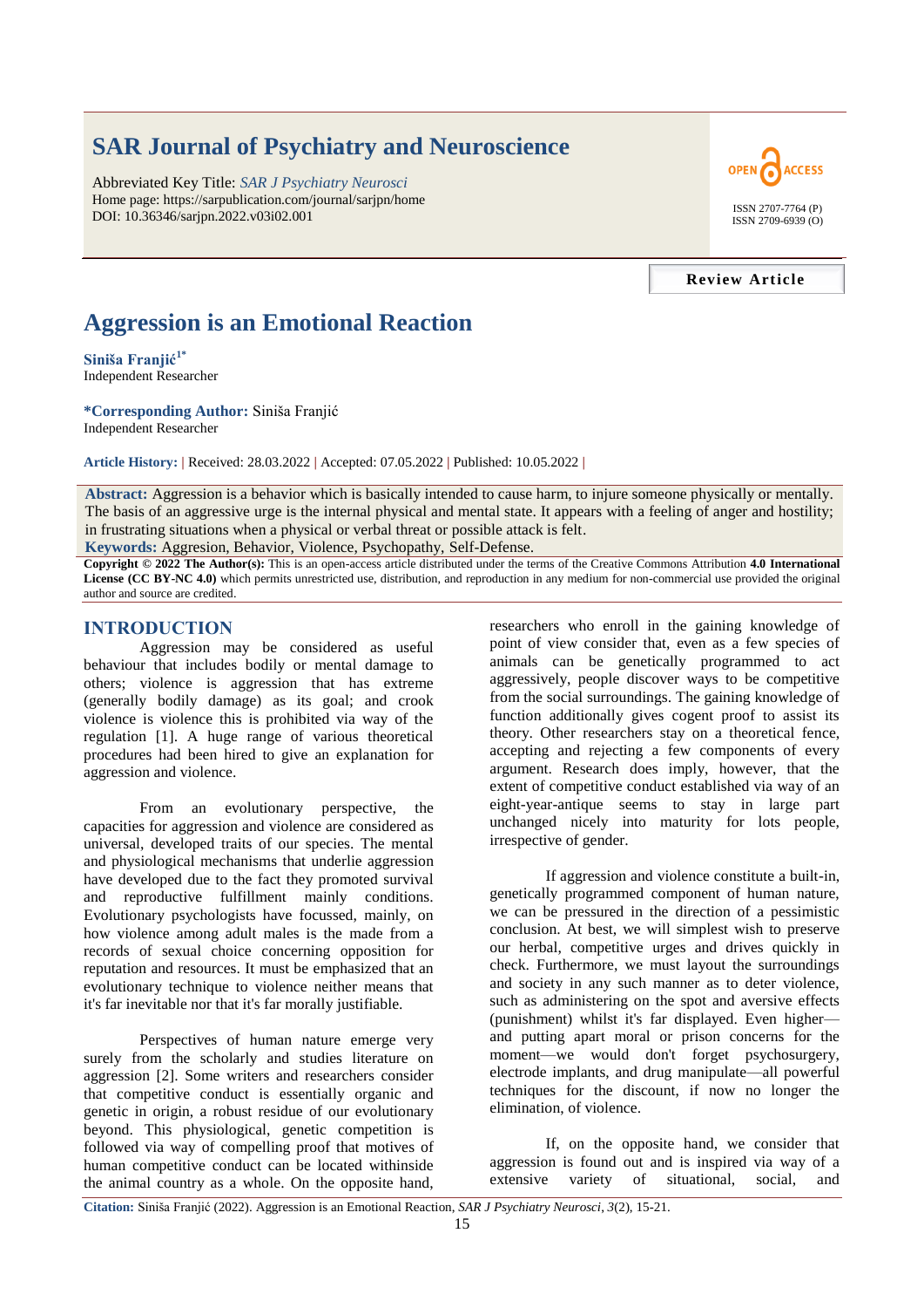# SAR Journal of Psychiatry and Neuroscience

Abbreviated Key Title: *SAR J Psychiatry Neurosci*
Home page: https://sarpublication.com/journal/sarjpn/home
DOI: 10.36346/sarjpn.2022.v03i02.001

OPEN ACCESS

ISSN 2707-7764 (P)
ISSN 2709-6939 (O)

**Review Article**

# Aggression is an Emotional Reaction

**Siniša Franjić**[1*]
Independent Researcher

***Corresponding Author:** Siniša Franjić
Independent Researcher

**Article History:** | Received: 28.03.2022 | Accepted: 07.05.2022 | Published: 10.05.2022 |

**Abstract:** Aggression is a behavior which is basically intended to cause harm, to injure someone physically or mentally. The basis of an aggressive urge is the internal physical and mental state. It appears with a feeling of anger and hostility; in frustrating situations when a physical or verbal threat or possible attack is felt.

**Keywords:** Aggresion, Behavior, Violence, Psychopathy, Self-Defense.

**Copyright © 2022 The Author(s):** This is an open-access article distributed under the terms of the Creative Commons Attribution **4.0 International License (CC BY-NC 4.0)** which permits unrestricted use, distribution, and reproduction in any medium for non-commercial use provided the original author and source are credited.

## INTRODUCTION

Aggression may be considered as useful behaviour that includes bodily or mental damage to others; violence is aggression that has extreme (generally bodily damage) as its goal; and crook violence is violence this is prohibited via way of the regulation [1]. A huge range of various theoretical procedures had been hired to give an explanation for aggression and violence.

From an evolutionary perspective, the capacities for aggression and violence are considered as universal, developed traits of our species. The mental and physiological mechanisms that underlie aggression have developed due to the fact they promoted survival and reproductive fulfillment mainly conditions. Evolutionary psychologists have focussed, mainly, on how violence among adult males is the made from a records of sexual choice concerning opposition for reputation and resources. It must be emphasized that an evolutionary technique to violence neither means that it's far inevitable nor that it's far morally justifiable.

Perspectives of human nature emerge very surely from the scholarly and studies literature on aggression [2]. Some writers and researchers consider that competitive conduct is essentially organic and genetic in origin, a robust residue of our evolutionary beyond. This physiological, genetic competition is followed via way of compelling proof that motives of human competitive conduct can be located withinside the animal country as a whole. On the opposite hand, researchers who enroll in the gaining knowledge of point of view consider that, even as a few species of animals can be genetically programmed to act aggressively, people discover ways to be competitive from the social surroundings. The gaining knowledge of function additionally gives cogent proof to assist its theory. Other researchers stay on a theoretical fence, accepting and rejecting a few components of every argument. Research does imply, however, that the extent of competitive conduct established via way of an eight-year-antique seems to stay in large part unchanged nicely into maturity for lots people, irrespective of gender.

If aggression and violence constitute a built-in, genetically programmed component of human nature, we can be pressured in the direction of a pessimistic conclusion. At best, we will simplest wish to preserve our herbal, competitive urges and drives quickly in check. Furthermore, we must layout the surroundings and society in any such manner as to deter violence, such as administering on the spot and aversive effects (punishment) whilst it's far displayed. Even higher—and putting apart moral or prison concerns for the moment—we would don't forget psychosurgery, electrode implants, and drug manipulate—all powerful techniques for the discount, if now no longer the elimination, of violence.

If, on the opposite hand, we consider that aggression is found out and is inspired via way of a extensive variety of situational, social, and

**Citation:** Siniša Franjić (2022). Aggression is an Emotional Reaction, *SAR J Psychiatry Neurosci*, *3*(2), 15-21.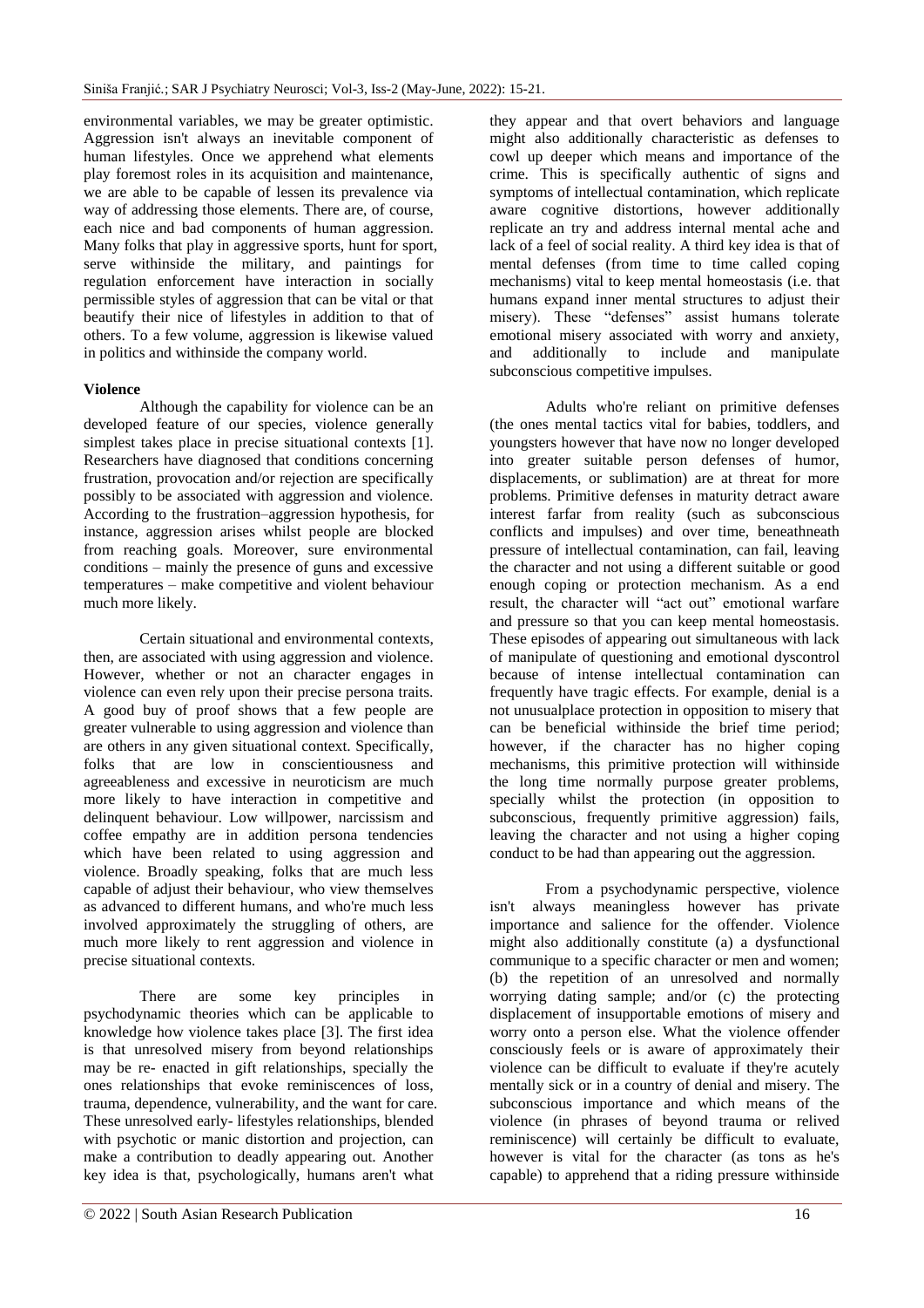environmental variables, we may be greater optimistic. Aggression isn't always an inevitable component of human lifestyles. Once we apprehend what elements play foremost roles in its acquisition and maintenance, we are able to be capable of lessen its prevalence via way of addressing those elements. There are, of course, each nice and bad components of human aggression. Many folks that play in aggressive sports, hunt for sport, serve withinside the military, and paintings for regulation enforcement have interaction in socially permissible styles of aggression that can be vital or that beautify their nice of lifestyles in addition to that of others. To a few volume, aggression is likewise valued in politics and withinside the company world.

**Violence**

Although the capability for violence can be an developed feature of our species, violence generally simplest takes place in precise situational contexts [1]. Researchers have diagnosed that conditions concerning frustration, provocation and/or rejection are specifically possibly to be associated with aggression and violence. According to the frustration–aggression hypothesis, for instance, aggression arises whilst people are blocked from reaching goals. Moreover, sure environmental conditions – mainly the presence of guns and excessive temperatures – make competitive and violent behaviour much more likely.

Certain situational and environmental contexts, then, are associated with using aggression and violence. However, whether or not an character engages in violence can even rely upon their precise persona traits. A good buy of proof shows that a few people are greater vulnerable to using aggression and violence than are others in any given situational context. Specifically, folks that are low in conscientiousness and agreeableness and excessive in neuroticism are much more likely to have interaction in competitive and delinquent behaviour. Low willpower, narcissism and coffee empathy are in addition persona tendencies which have been related to using aggression and violence. Broadly speaking, folks that are much less capable of adjust their behaviour, who view themselves as advanced to different humans, and who're much less involved approximately the struggling of others, are much more likely to rent aggression and violence in precise situational contexts.

There are some key principles in psychodynamic theories which can be applicable to knowledge how violence takes place [3]. The first idea is that unresolved misery from beyond relationships may be re- enacted in gift relationships, specially the ones relationships that evoke reminiscences of loss, trauma, dependence, vulnerability, and the want for care. These unresolved early- lifestyles relationships, blended with psychotic or manic distortion and projection, can make a contribution to deadly appearing out. Another key idea is that, psychologically, humans aren't what they appear and that overt behaviors and language might also additionally characteristic as defenses to cowl up deeper which means and importance of the crime. This is specifically authentic of signs and symptoms of intellectual contamination, which replicate aware cognitive distortions, however additionally replicate an try and address internal mental ache and lack of a feel of social reality. A third key idea is that of mental defenses (from time to time called coping mechanisms) vital to keep mental homeostasis (i.e. that humans expand inner mental structures to adjust their misery). These "defenses" assist humans tolerate emotional misery associated with worry and anxiety, and additionally to include and manipulate subconscious competitive impulses.

Adults who're reliant on primitive defenses (the ones mental tactics vital for babies, toddlers, and youngsters however that have now no longer developed into greater suitable person defenses of humor, displacements, or sublimation) are at threat for more problems. Primitive defenses in maturity detract aware interest farfar from reality (such as subconscious conflicts and impulses) and over time, beneathneath pressure of intellectual contamination, can fail, leaving the character and not using a different suitable or good enough coping or protection mechanism. As a end result, the character will "act out" emotional warfare and pressure so that you can keep mental homeostasis. These episodes of appearing out simultaneous with lack of manipulate of questioning and emotional dyscontrol because of intense intellectual contamination can frequently have tragic effects. For example, denial is a not unusualplace protection in opposition to misery that can be beneficial withinside the brief time period; however, if the character has no higher coping mechanisms, this primitive protection will withinside the long time normally purpose greater problems, specially whilst the protection (in opposition to subconscious, frequently primitive aggression) fails, leaving the character and not using a higher coping conduct to be had than appearing out the aggression.

From a psychodynamic perspective, violence isn't always meaningless however has private importance and salience for the offender. Violence might also additionally constitute (a) a dysfunctional communique to a specific character or men and women; (b) the repetition of an unresolved and normally worrying dating sample; and/or (c) the protecting displacement of insupportable emotions of misery and worry onto a person else. What the violence offender consciously feels or is aware of approximately their violence can be difficult to evaluate if they're acutely mentally sick or in a country of denial and misery. The subconscious importance and which means of the violence (in phrases of beyond trauma or relived reminiscence) will certainly be difficult to evaluate, however is vital for the character (as tons as he's capable) to apprehend that a riding pressure withinside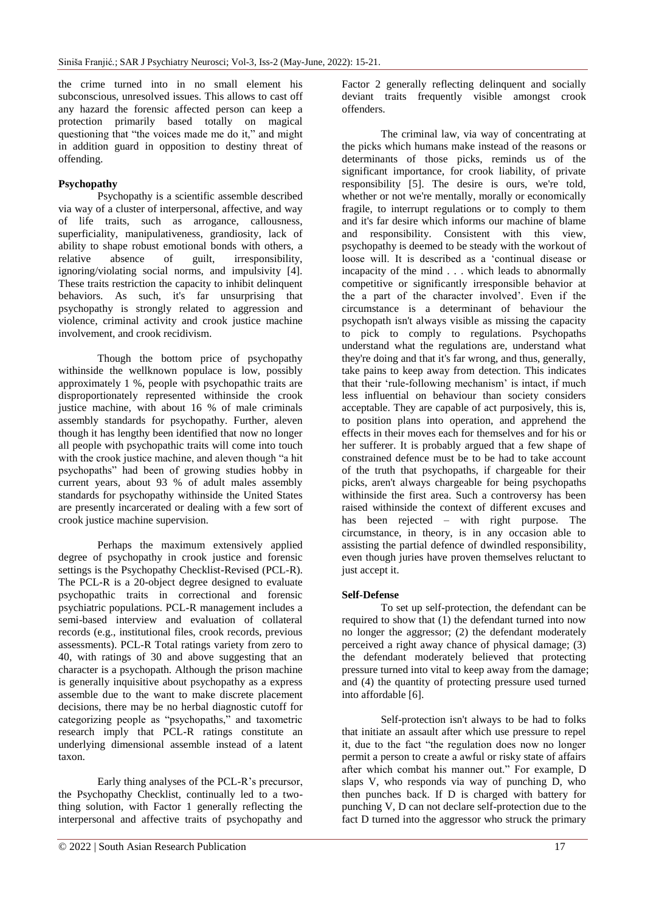the crime turned into in no small element his subconscious, unresolved issues. This allows to cast off any hazard the forensic affected person can keep a protection primarily based totally on magical questioning that "the voices made me do it," and might in addition guard in opposition to destiny threat of offending.

### Psychopathy

Psychopathy is a scientific assemble described via way of a cluster of interpersonal, affective, and way of life traits, such as arrogance, callousness, superficiality, manipulativeness, grandiosity, lack of ability to shape robust emotional bonds with others, a relative absence of guilt, irresponsibility, ignoring/violating social norms, and impulsivity [4]. These traits restriction the capacity to inhibit delinquent behaviors. As such, it's far unsurprising that psychopathy is strongly related to aggression and violence, criminal activity and crook justice machine involvement, and crook recidivism.

Though the bottom price of psychopathy withinside the wellknown populace is low, possibly approximately 1 %, people with psychopathic traits are disproportionately represented withinside the crook justice machine, with about 16 % of male criminals assembly standards for psychopathy. Further, aleven though it has lengthy been identified that now no longer all people with psychopathic traits will come into touch with the crook justice machine, and aleven though "a hit psychopaths" had been of growing studies hobby in current years, about 93 % of adult males assembly standards for psychopathy withinside the United States are presently incarcerated or dealing with a few sort of crook justice machine supervision.

Perhaps the maximum extensively applied degree of psychopathy in crook justice and forensic settings is the Psychopathy Checklist-Revised (PCL-R). The PCL-R is a 20-object degree designed to evaluate psychopathic traits in correctional and forensic psychiatric populations. PCL-R management includes a semi-based interview and evaluation of collateral records (e.g., institutional files, crook records, previous assessments). PCL-R Total ratings variety from zero to 40, with ratings of 30 and above suggesting that an character is a psychopath. Although the prison machine is generally inquisitive about psychopathy as a express assemble due to the want to make discrete placement decisions, there may be no herbal diagnostic cutoff for categorizing people as "psychopaths," and taxometric research imply that PCL-R ratings constitute an underlying dimensional assemble instead of a latent taxon.

Early thing analyses of the PCL-R's precursor, the Psychopathy Checklist, continually led to a two-thing solution, with Factor 1 generally reflecting the interpersonal and affective traits of psychopathy and Factor 2 generally reflecting delinquent and socially deviant traits frequently visible amongst crook offenders.

The criminal law, via way of concentrating at the picks which humans make instead of the reasons or determinants of those picks, reminds us of the significant importance, for crook liability, of private responsibility [5]. The desire is ours, we're told, whether or not we're mentally, morally or economically fragile, to interrupt regulations or to comply to them and it's far desire which informs our machine of blame and responsibility. Consistent with this view, psychopathy is deemed to be steady with the workout of loose will. It is described as a 'continual disease or incapacity of the mind . . . which leads to abnormally competitive or significantly irresponsible behavior at the a part of the character involved'. Even if the circumstance is a determinant of behaviour the psychopath isn't always visible as missing the capacity to pick to comply to regulations. Psychopaths understand what the regulations are, understand what they're doing and that it's far wrong, and thus, generally, take pains to keep away from detection. This indicates that their 'rule-following mechanism' is intact, if much less influential on behaviour than society considers acceptable. They are capable of act purposively, this is, to position plans into operation, and apprehend the effects in their moves each for themselves and for his or her sufferer. It is probably argued that a few shape of constrained defence must be to be had to take account of the truth that psychopaths, if chargeable for their picks, aren't always chargeable for being psychopaths withinside the first area. Such a controversy has been raised withinside the context of different excuses and has been rejected – with right purpose. The circumstance, in theory, is in any occasion able to assisting the partial defence of dwindled responsibility, even though juries have proven themselves reluctant to just accept it.

### Self-Defense

To set up self-protection, the defendant can be required to show that (1) the defendant turned into now no longer the aggressor; (2) the defendant moderately perceived a right away chance of physical damage; (3) the defendant moderately believed that protecting pressure turned into vital to keep away from the damage; and (4) the quantity of protecting pressure used turned into affordable [6].

Self-protection isn't always to be had to folks that initiate an assault after which use pressure to repel it, due to the fact "the regulation does now no longer permit a person to create a awful or risky state of affairs after which combat his manner out." For example, D slaps V, who responds via way of punching D, who then punches back. If D is charged with battery for punching V, D can not declare self-protection due to the fact D turned into the aggressor who struck the primary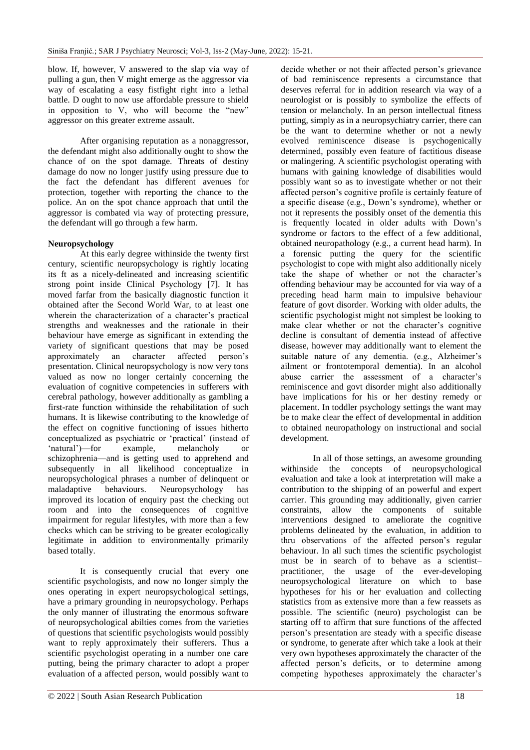blow. If, however, V answered to the slap via way of pulling a gun, then V might emerge as the aggressor via way of escalating a easy fistfight right into a lethal battle. D ought to now use affordable pressure to shield in opposition to V, who will become the "new" aggressor on this greater extreme assault.

After organising reputation as a nonaggressor, the defendant might also additionally ought to show the chance of on the spot damage. Threats of destiny damage do now no longer justify using pressure due to the fact the defendant has different avenues for protection, together with reporting the chance to the police. An on the spot chance approach that until the aggressor is combated via way of protecting pressure, the defendant will go through a few harm.

**Neuropsychology**

At this early degree withinside the twenty first century, scientific neuropsychology is rightly locating its ft as a nicely-delineated and increasing scientific strong point inside Clinical Psychology [7]. It has moved farfar from the basically diagnostic function it obtained after the Second World War, to at least one wherein the characterization of a character's practical strengths and weaknesses and the rationale in their behaviour have emerge as significant in extending the variety of significant questions that may be posed approximately an character affected person's presentation. Clinical neuropsychology is now very tons valued as now no longer certainly concerning the evaluation of cognitive competencies in sufferers with cerebral pathology, however additionally as gambling a first-rate function withinside the rehabilitation of such humans. It is likewise contributing to the knowledge of the effect on cognitive functioning of issues hitherto conceptualized as psychiatric or 'practical' (instead of 'natural')—for example, melancholy or schizophrenia—and is getting used to apprehend and subsequently in all likelihood conceptualize in neuropsychological phrases a number of delinquent or maladaptive behaviours. Neuropsychology has improved its location of enquiry past the checking out room and into the consequences of cognitive impairment for regular lifestyles, with more than a few checks which can be striving to be greater ecologically legitimate in addition to environmentally primarily based totally.

It is consequently crucial that every one scientific psychologists, and now no longer simply the ones operating in expert neuropsychological settings, have a primary grounding in neuropsychology. Perhaps the only manner of illustrating the enormous software of neuropsychological abilties comes from the varieties of questions that scientific psychologists would possibly want to reply approximately their sufferers. Thus a scientific psychologist operating in a number one care putting, being the primary character to adopt a proper evaluation of a affected person, would possibly want to decide whether or not their affected person's grievance of bad reminiscence represents a circumstance that deserves referral for in addition research via way of a neurologist or is possibly to symbolize the effects of tension or melancholy. In an person intellectual fitness putting, simply as in a neuropsychiatry carrier, there can be the want to determine whether or not a newly evolved reminiscence disease is psychogenically determined, possibly even feature of factitious disease or malingering. A scientific psychologist operating with humans with gaining knowledge of disabilities would possibly want so as to investigate whether or not their affected person's cognitive profile is certainly feature of a specific disease (e.g., Down's syndrome), whether or not it represents the possibly onset of the dementia this is frequently located in older adults with Down's syndrome or factors to the effect of a few additional, obtained neuropathology (e.g., a current head harm). In a forensic putting the query for the scientific psychologist to cope with might also additionally nicely take the shape of whether or not the character's offending behaviour may be accounted for via way of a preceding head harm main to impulsive behaviour feature of govt disorder. Working with older adults, the scientific psychologist might not simplest be looking to make clear whether or not the character's cognitive decline is consultant of dementia instead of affective disease, however may additionally want to element the suitable nature of any dementia. (e.g., Alzheimer's ailment or frontotemporal dementia). In an alcohol abuse carrier the assessment of a character's reminiscence and govt disorder might also additionally have implications for his or her destiny remedy or placement. In toddler psychology settings the want may be to make clear the effect of developmental in addition to obtained neuropathology on instructional and social development.

In all of those settings, an awesome grounding withinside the concepts of neuropsychological evaluation and take a look at interpretation will make a contribution to the shipping of an powerful and expert carrier. This grounding may additionally, given carrier constraints, allow the components of suitable interventions designed to ameliorate the cognitive problems delineated by the evaluation, in addition to thru observations of the affected person's regular behaviour. In all such times the scientific psychologist must be in search of to behave as a scientist–practitioner, the usage of the ever-developing neuropsychological literature on which to base hypotheses for his or her evaluation and collecting statistics from as extensive more than a few reassets as possible. The scientific (neuro) psychologist can be starting off to affirm that sure functions of the affected person's presentation are steady with a specific disease or syndrome, to generate after which take a look at their very own hypotheses approximately the character of the affected person's deficits, or to determine among competing hypotheses approximately the character's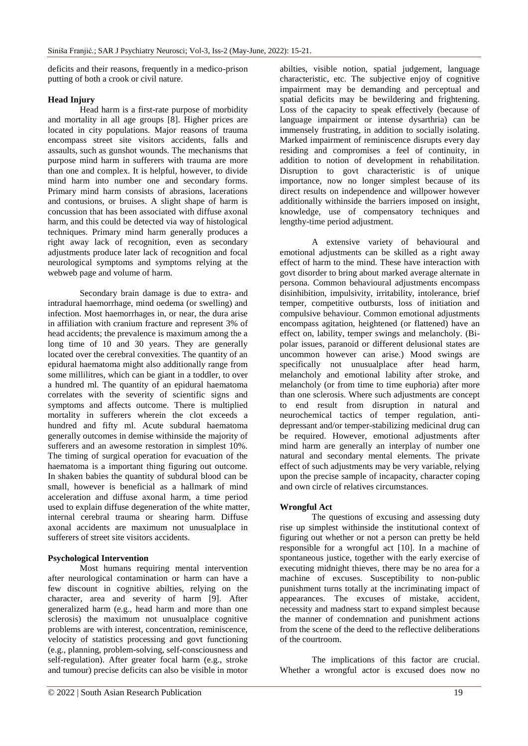deficits and their reasons, frequently in a medico-prison putting of both a crook or civil nature.

### Head Injury

Head harm is a first-rate purpose of morbidity and mortality in all age groups [8]. Higher prices are located in city populations. Major reasons of trauma encompass street site visitors accidents, falls and assaults, such as gunshot wounds. The mechanisms that purpose mind harm in sufferers with trauma are more than one and complex. It is helpful, however, to divide mind harm into number one and secondary forms. Primary mind harm consists of abrasions, lacerations and contusions, or bruises. A slight shape of harm is concussion that has been associated with diffuse axonal harm, and this could be detected via way of histological techniques. Primary mind harm generally produces a right away lack of recognition, even as secondary adjustments produce later lack of recognition and focal neurological symptoms and symptoms relying at the webweb page and volume of harm.

Secondary brain damage is due to extra- and intradural haemorrhage, mind oedema (or swelling) and infection. Most haemorrhages in, or near, the dura arise in affiliation with cranium fracture and represent 3% of head accidents; the prevalence is maximum among the a long time of 10 and 30 years. They are generally located over the cerebral convexities. The quantity of an epidural haematoma might also additionally range from some millilitres, which can be giant in a toddler, to over a hundred ml. The quantity of an epidural haematoma correlates with the severity of scientific signs and symptoms and affects outcome. There is multiplied mortality in sufferers wherein the clot exceeds a hundred and fifty ml. Acute subdural haematoma generally outcomes in demise withinside the majority of sufferers and an awesome restoration in simplest 10%. The timing of surgical operation for evacuation of the haematoma is a important thing figuring out outcome. In shaken babies the quantity of subdural blood can be small, however is beneficial as a hallmark of mind acceleration and diffuse axonal harm, a time period used to explain diffuse degeneration of the white matter, internal cerebral trauma or shearing harm. Diffuse axonal accidents are maximum not unusualplace in sufferers of street site visitors accidents.

### Psychological Intervention

Most humans requiring mental intervention after neurological contamination or harm can have a few discount in cognitive abilties, relying on the character, area and severity of harm [9]. After generalized harm (e.g., head harm and more than one sclerosis) the maximum not unusualplace cognitive problems are with interest, concentration, reminiscence, velocity of statistics processing and govt functioning (e.g., planning, problem-solving, self-consciousness and self-regulation). After greater focal harm (e.g., stroke and tumour) precise deficits can also be visible in motor abilties, visible notion, spatial judgement, language characteristic, etc. The subjective enjoy of cognitive impairment may be demanding and perceptual and spatial deficits may be bewildering and frightening. Loss of the capacity to speak effectively (because of language impairment or intense dysarthria) can be immensely frustrating, in addition to socially isolating. Marked impairment of reminiscence disrupts every day residing and compromises a feel of continuity, in addition to notion of development in rehabilitation. Disruption to govt characteristic is of unique importance, now no longer simplest because of its direct results on independence and willpower however additionally withinside the barriers imposed on insight, knowledge, use of compensatory techniques and lengthy-time period adjustment.

A extensive variety of behavioural and emotional adjustments can be skilled as a right away effect of harm to the mind. These have interaction with govt disorder to bring about marked average alternate in persona. Common behavioural adjustments encompass disinhibition, impulsivity, irritability, intolerance, brief temper, competitive outbursts, loss of initiation and compulsive behaviour. Common emotional adjustments encompass agitation, heightened (or flattened) have an effect on, lability, temper swings and melancholy. (Bi-polar issues, paranoid or different delusional states are uncommon however can arise.) Mood swings are specifically not unusualplace after head harm, melancholy and emotional lability after stroke, and melancholy (or from time to time euphoria) after more than one sclerosis. Where such adjustments are concept to end result from disruption in natural and neurochemical tactics of temper regulation, anti-depressant and/or temper-stabilizing medicinal drug can be required. However, emotional adjustments after mind harm are generally an interplay of number one natural and secondary mental elements. The private effect of such adjustments may be very variable, relying upon the precise sample of incapacity, character coping and own circle of relatives circumstances.

### Wrongful Act

The questions of excusing and assessing duty rise up simplest withinside the institutional context of figuring out whether or not a person can pretty be held responsible for a wrongful act [10]. In a machine of spontaneous justice, together with the early exercise of executing midnight thieves, there may be no area for a machine of excuses. Susceptibility to non-public punishment turns totally at the incriminating impact of appearances. The excuses of mistake, accident, necessity and madness start to expand simplest because the manner of condemnation and punishment actions from the scene of the deed to the reflective deliberations of the courtroom.

The implications of this factor are crucial. Whether a wrongful actor is excused does now no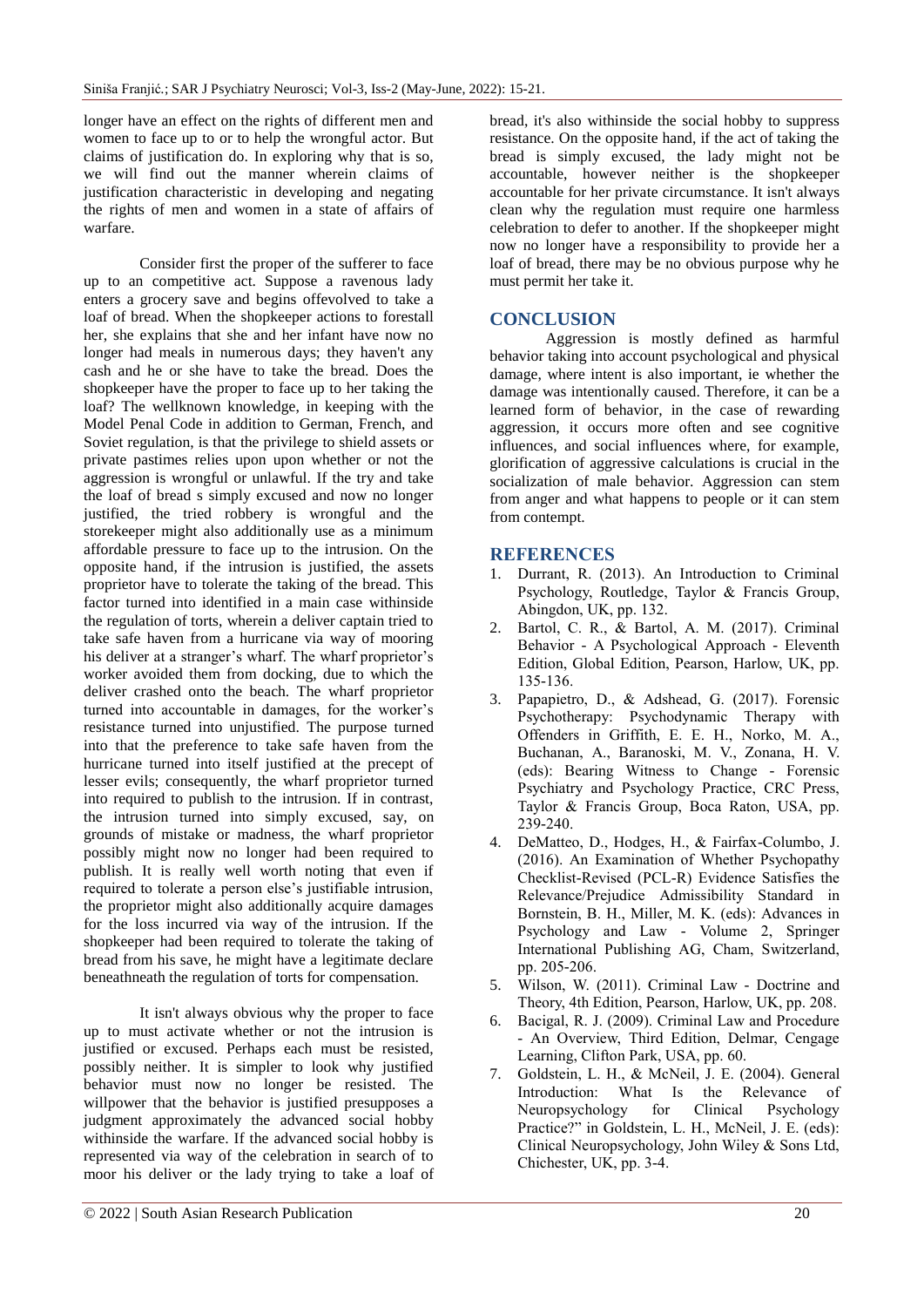longer have an effect on the rights of different men and women to face up to or to help the wrongful actor. But claims of justification do. In exploring why that is so, we will find out the manner wherein claims of justification characteristic in developing and negating the rights of men and women in a state of affairs of warfare.

Consider first the proper of the sufferer to face up to an competitive act. Suppose a ravenous lady enters a grocery save and begins offevolved to take a loaf of bread. When the shopkeeper actions to forestall her, she explains that she and her infant have now no longer had meals in numerous days; they haven't any cash and he or she have to take the bread. Does the shopkeeper have the proper to face up to her taking the loaf? The wellknown knowledge, in keeping with the Model Penal Code in addition to German, French, and Soviet regulation, is that the privilege to shield assets or private pastimes relies upon upon whether or not the aggression is wrongful or unlawful. If the try and take the loaf of bread s simply excused and now no longer justified, the tried robbery is wrongful and the storekeeper might also additionally use as a minimum affordable pressure to face up to the intrusion. On the opposite hand, if the intrusion is justified, the assets proprietor have to tolerate the taking of the bread. This factor turned into identified in a main case withinside the regulation of torts, wherein a deliver captain tried to take safe haven from a hurricane via way of mooring his deliver at a stranger's wharf. The wharf proprietor's worker avoided them from docking, due to which the deliver crashed onto the beach. The wharf proprietor turned into accountable in damages, for the worker's resistance turned into unjustified. The purpose turned into that the preference to take safe haven from the hurricane turned into itself justified at the precept of lesser evils; consequently, the wharf proprietor turned into required to publish to the intrusion. If in contrast, the intrusion turned into simply excused, say, on grounds of mistake or madness, the wharf proprietor possibly might now no longer had been required to publish. It is really well worth noting that even if required to tolerate a person else's justifiable intrusion, the proprietor might also additionally acquire damages for the loss incurred via way of the intrusion. If the shopkeeper had been required to tolerate the taking of bread from his save, he might have a legitimate declare beneathneath the regulation of torts for compensation.

It isn't always obvious why the proper to face up to must activate whether or not the intrusion is justified or excused. Perhaps each must be resisted, possibly neither. It is simpler to look why justified behavior must now no longer be resisted. The willpower that the behavior is justified presupposes a judgment approximately the advanced social hobby withinside the warfare. If the advanced social hobby is represented via way of the celebration in search of to moor his deliver or the lady trying to take a loaf of bread, it's also withinside the social hobby to suppress resistance. On the opposite hand, if the act of taking the bread is simply excused, the lady might not be accountable, however neither is the shopkeeper accountable for her private circumstance. It isn't always clean why the regulation must require one harmless celebration to defer to another. If the shopkeeper might now no longer have a responsibility to provide her a loaf of bread, there may be no obvious purpose why he must permit her take it.

## CONCLUSION

Aggression is mostly defined as harmful behavior taking into account psychological and physical damage, where intent is also important, ie whether the damage was intentionally caused. Therefore, it can be a learned form of behavior, in the case of rewarding aggression, it occurs more often and see cognitive influences, and social influences where, for example, glorification of aggressive calculations is crucial in the socialization of male behavior. Aggression can stem from anger and what happens to people or it can stem from contempt.

## REFERENCES

1. Durrant, R. (2013). An Introduction to Criminal Psychology, Routledge, Taylor & Francis Group, Abingdon, UK, pp. 132.
2. Bartol, C. R., & Bartol, A. M. (2017). Criminal Behavior - A Psychological Approach - Eleventh Edition, Global Edition, Pearson, Harlow, UK, pp. 135-136.
3. Papapietro, D., & Adshead, G. (2017). Forensic Psychotherapy: Psychodynamic Therapy with Offenders in Griffith, E. E. H., Norko, M. A., Buchanan, A., Baranoski, M. V., Zonana, H. V. (eds): Bearing Witness to Change - Forensic Psychiatry and Psychology Practice, CRC Press, Taylor & Francis Group, Boca Raton, USA, pp. 239-240.
4. DeMatteo, D., Hodges, H., & Fairfax-Columbo, J. (2016). An Examination of Whether Psychopathy Checklist-Revised (PCL-R) Evidence Satisfies the Relevance/Prejudice Admissibility Standard in Bornstein, B. H., Miller, M. K. (eds): Advances in Psychology and Law - Volume 2, Springer International Publishing AG, Cham, Switzerland, pp. 205-206.
5. Wilson, W. (2011). Criminal Law - Doctrine and Theory, 4th Edition, Pearson, Harlow, UK, pp. 208.
6. Bacigal, R. J. (2009). Criminal Law and Procedure - An Overview, Third Edition, Delmar, Cengage Learning, Clifton Park, USA, pp. 60.
7. Goldstein, L. H., & McNeil, J. E. (2004). General Introduction: What Is the Relevance of Neuropsychology for Clinical Psychology Practice?" in Goldstein, L. H., McNeil, J. E. (eds): Clinical Neuropsychology, John Wiley & Sons Ltd, Chichester, UK, pp. 3-4.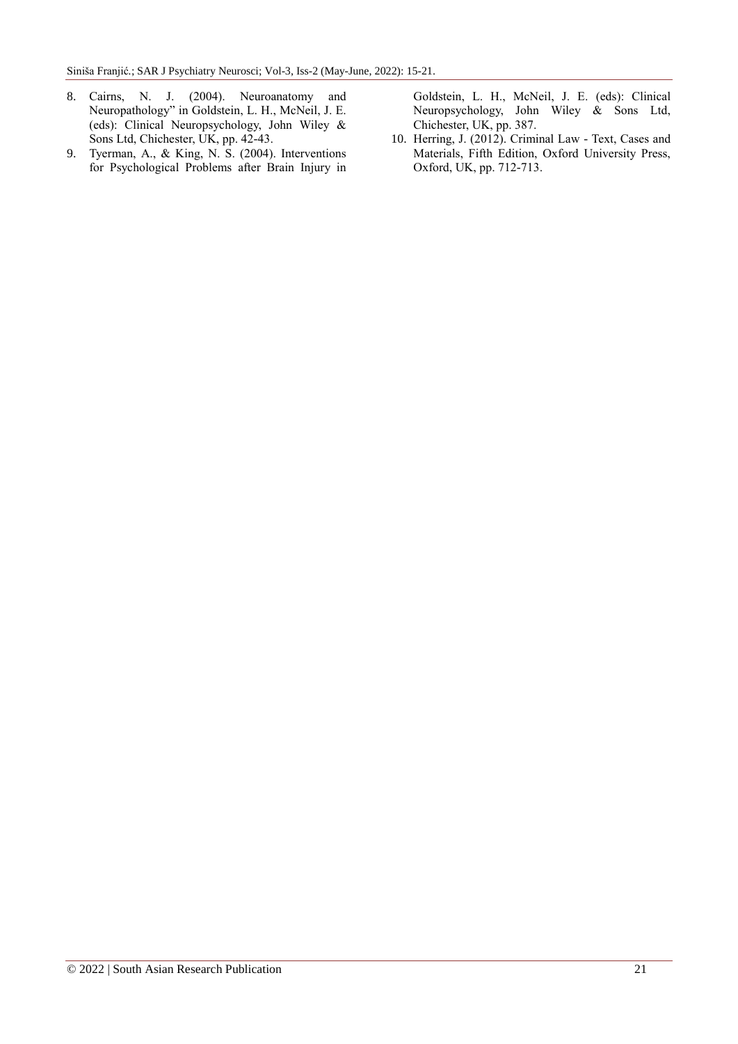8. Cairns, N. J. (2004). Neuroanatomy and Neuropathology" in Goldstein, L. H., McNeil, J. E. (eds): Clinical Neuropsychology, John Wiley & Sons Ltd, Chichester, UK, pp. 42-43.
9. Tyerman, A., & King, N. S. (2004). Interventions for Psychological Problems after Brain Injury in Goldstein, L. H., McNeil, J. E. (eds): Clinical Neuropsychology, John Wiley & Sons Ltd, Chichester, UK, pp. 387.
10. Herring, J. (2012). Criminal Law - Text, Cases and Materials, Fifth Edition, Oxford University Press, Oxford, UK, pp. 712-713.